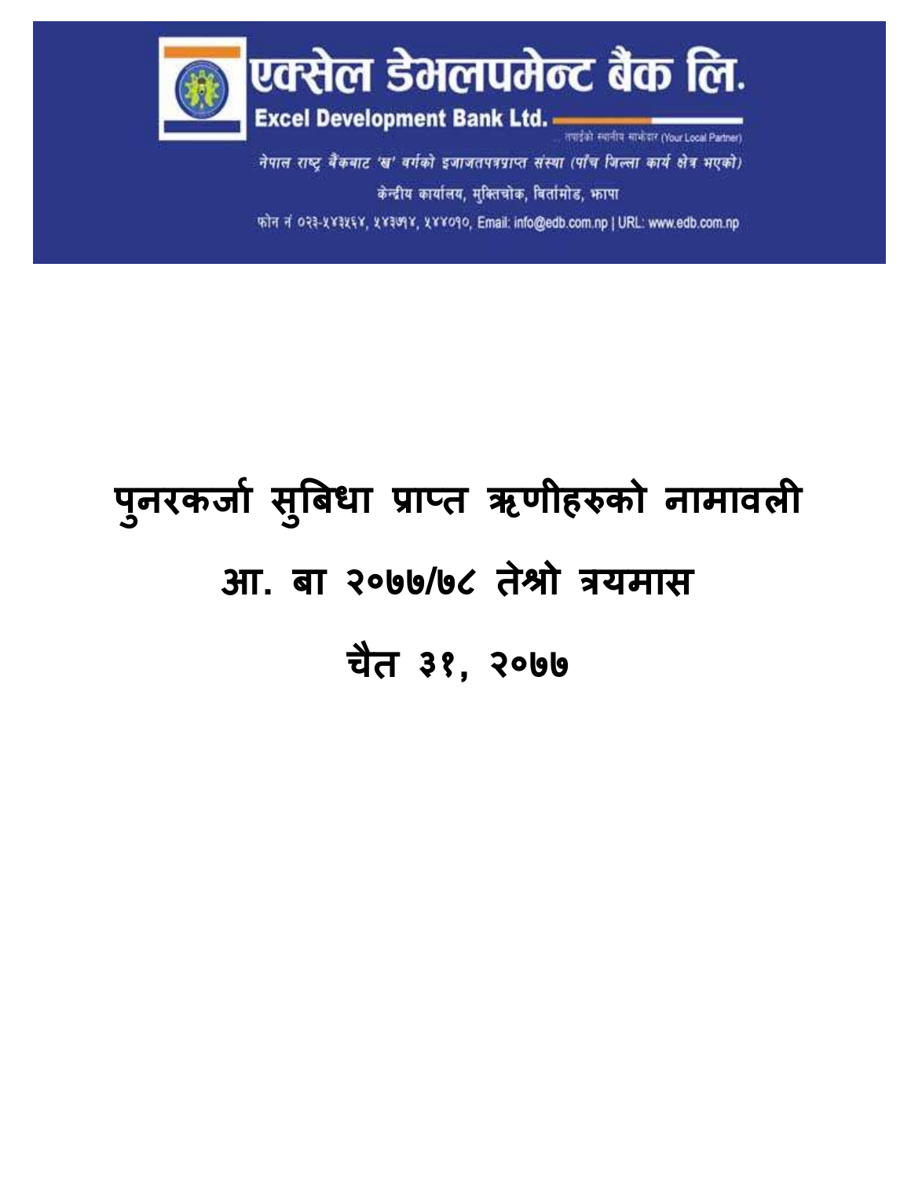# एक्सेल डेभलपमेन्ट बैंक लि.

**Excel Development Bank Ltd.**

तपाईंको स्थानीय साझेदार (Your Local Partner)

*नेपाल राष्ट्र बैंकबाट 'ख' वर्गको इजाजतपत्रप्राप्त संस्था (पाँच जिल्ला कार्य क्षेत्र भएको)*

केन्द्रीय कार्यालय, मुक्तिचोक, बिर्तामोड, झापा

फोन नं ०२३-५४३५६४, ५४३७१४, ५४४०१०, Email: info@edb.com.np | URL: www.edb.com.np

# पुनरकर्जा सुबिधा प्राप्त ऋणीहरुको नामावली

## आ. बा २०७७/७८ तेश्रो त्रयमास

## चैत ३१, २०७७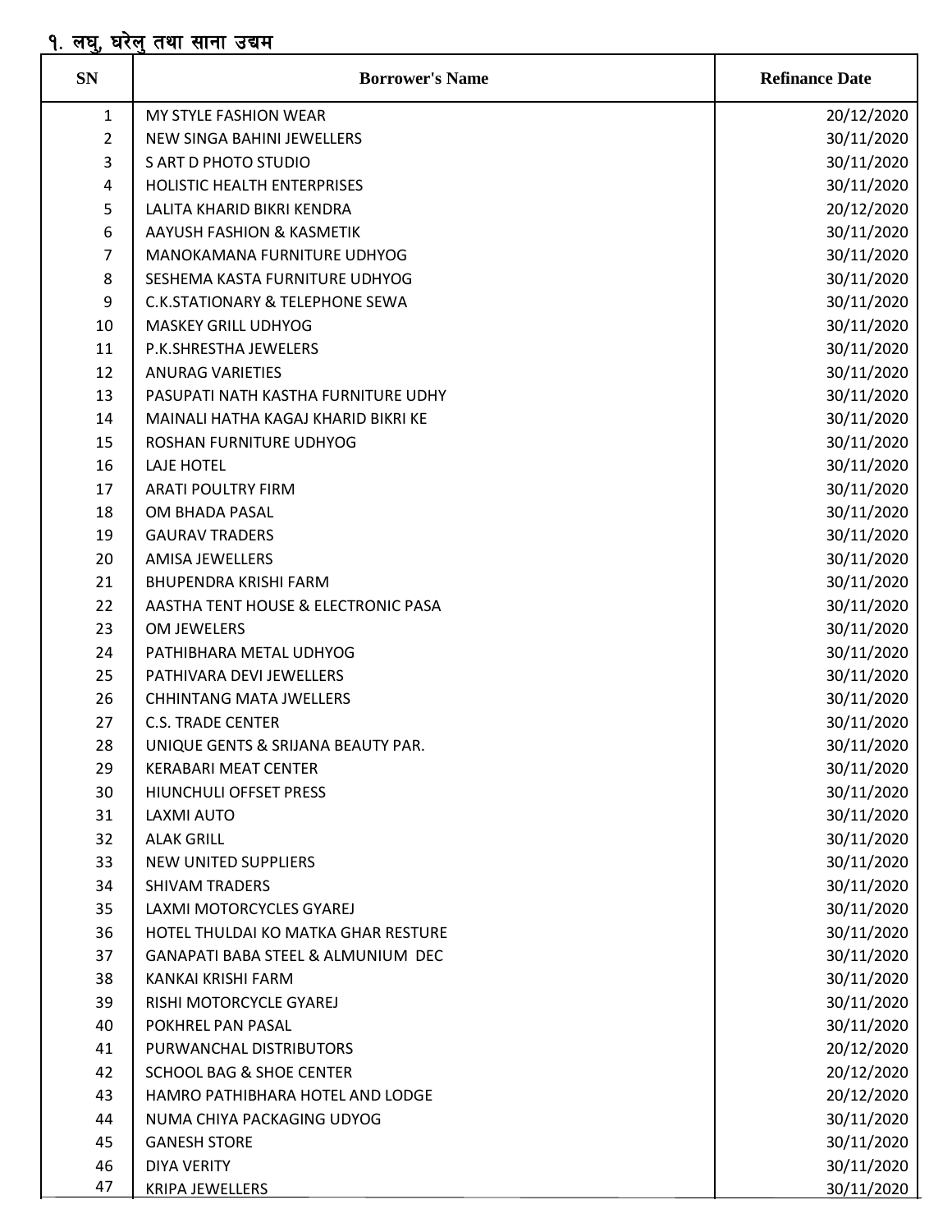## १. लघु, घरेलु तथा साना उद्यम

| SN | Borrower's Name | Refinance Date |
|---|---|---|
| 1 | MY STYLE FASHION WEAR | 20/12/2020 |
| 2 | NEW SINGA BAHINI JEWELLERS | 30/11/2020 |
| 3 | S ART D PHOTO STUDIO | 30/11/2020 |
| 4 | HOLISTIC HEALTH ENTERPRISES | 30/11/2020 |
| 5 | LALITA KHARID BIKRI KENDRA | 20/12/2020 |
| 6 | AAYUSH FASHION & KASMETIK | 30/11/2020 |
| 7 | MANOKAMANA FURNITURE UDHYOG | 30/11/2020 |
| 8 | SESHEMA KASTA FURNITURE UDHYOG | 30/11/2020 |
| 9 | C.K.STATIONARY & TELEPHONE SEWA | 30/11/2020 |
| 10 | MASKEY GRILL UDHYOG | 30/11/2020 |
| 11 | P.K.SHRESTHA JEWELERS | 30/11/2020 |
| 12 | ANURAG VARIETIES | 30/11/2020 |
| 13 | PASUPATI NATH KASTHA FURNITURE UDHY | 30/11/2020 |
| 14 | MAINALI HATHA KAGAJ KHARID BIKRI KE | 30/11/2020 |
| 15 | ROSHAN FURNITURE UDHYOG | 30/11/2020 |
| 16 | LAJE HOTEL | 30/11/2020 |
| 17 | ARATI POULTRY FIRM | 30/11/2020 |
| 18 | OM BHADA PASAL | 30/11/2020 |
| 19 | GAURAV TRADERS | 30/11/2020 |
| 20 | AMISA JEWELLERS | 30/11/2020 |
| 21 | BHUPENDRA KRISHI FARM | 30/11/2020 |
| 22 | AASTHA TENT HOUSE & ELECTRONIC PASA | 30/11/2020 |
| 23 | OM JEWELERS | 30/11/2020 |
| 24 | PATHIBHARA METAL UDHYOG | 30/11/2020 |
| 25 | PATHIVARA DEVI JEWELLERS | 30/11/2020 |
| 26 | CHHINTANG MATA JWELLERS | 30/11/2020 |
| 27 | C.S. TRADE CENTER | 30/11/2020 |
| 28 | UNIQUE GENTS & SRIJANA BEAUTY PAR. | 30/11/2020 |
| 29 | KERABARI MEAT CENTER | 30/11/2020 |
| 30 | HIUNCHULI OFFSET PRESS | 30/11/2020 |
| 31 | LAXMI AUTO | 30/11/2020 |
| 32 | ALAK GRILL | 30/11/2020 |
| 33 | NEW UNITED SUPPLIERS | 30/11/2020 |
| 34 | SHIVAM TRADERS | 30/11/2020 |
| 35 | LAXMI MOTORCYCLES GYAREJ | 30/11/2020 |
| 36 | HOTEL THULDAI KO MATKA GHAR RESTURE | 30/11/2020 |
| 37 | GANAPATI BABA STEEL & ALMUNIUM DEC | 30/11/2020 |
| 38 | KANKAI KRISHI FARM | 30/11/2020 |
| 39 | RISHI MOTORCYCLE GYAREJ | 30/11/2020 |
| 40 | POKHREL PAN PASAL | 30/11/2020 |
| 41 | PURWANCHAL DISTRIBUTORS | 20/12/2020 |
| 42 | SCHOOL BAG & SHOE CENTER | 20/12/2020 |
| 43 | HAMRO PATHIBHARA HOTEL AND LODGE | 20/12/2020 |
| 44 | NUMA CHIYA PACKAGING UDYOG | 30/11/2020 |
| 45 | GANESH STORE | 30/11/2020 |
| 46 | DIYA VERITY | 30/11/2020 |
| 47 | KRIPA JEWELLERS | 30/11/2020 |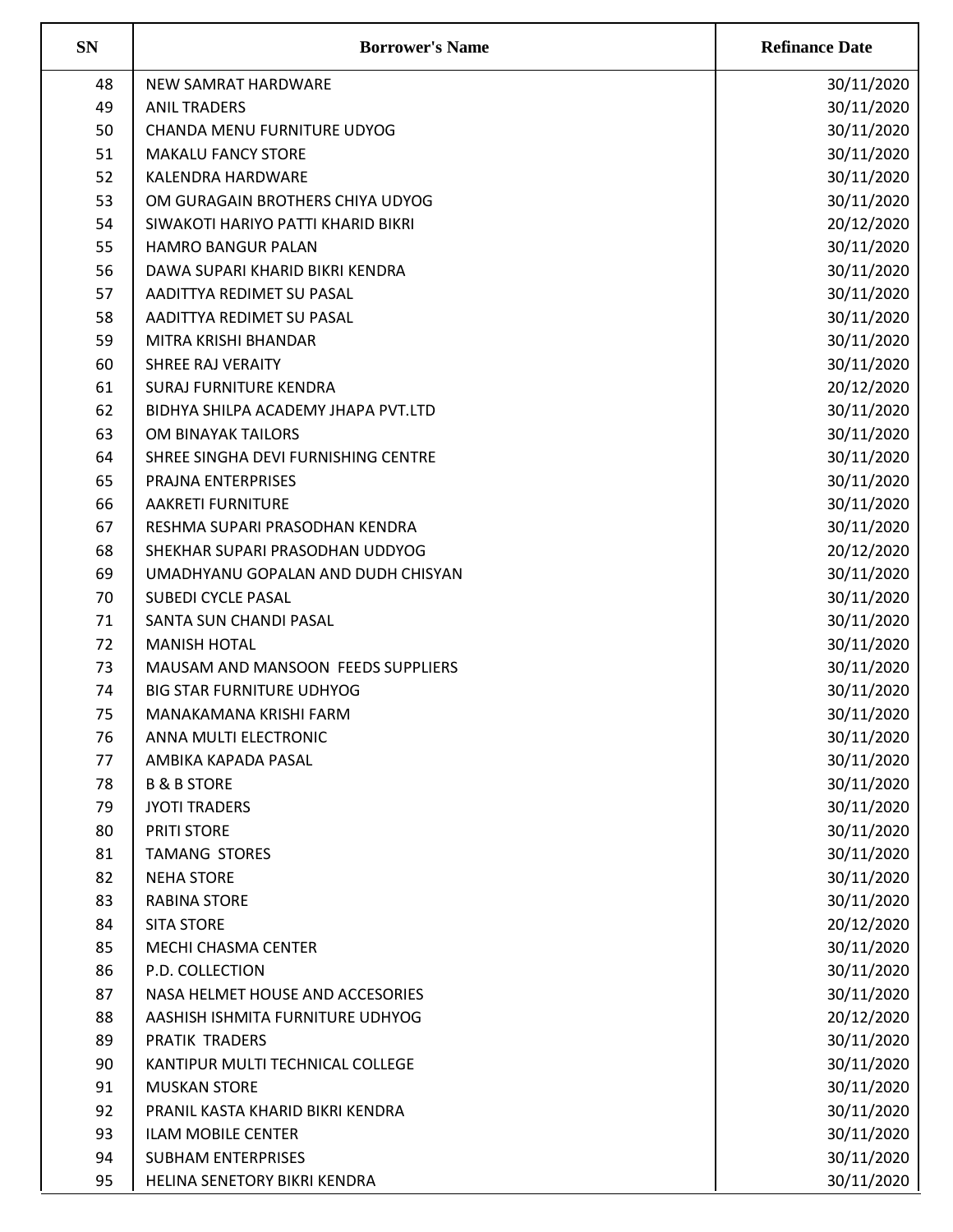| SN | Borrower's Name | Refinance Date |
|---|---|---|
| 48 | NEW SAMRAT HARDWARE | 30/11/2020 |
| 49 | ANIL TRADERS | 30/11/2020 |
| 50 | CHANDA MENU FURNITURE UDYOG | 30/11/2020 |
| 51 | MAKALU FANCY STORE | 30/11/2020 |
| 52 | KALENDRA HARDWARE | 30/11/2020 |
| 53 | OM GURAGAIN BROTHERS CHIYA UDYOG | 30/11/2020 |
| 54 | SIWAKOTI HARIYO PATTI KHARID BIKRI | 20/12/2020 |
| 55 | HAMRO BANGUR PALAN | 30/11/2020 |
| 56 | DAWA SUPARI KHARID BIKRI KENDRA | 30/11/2020 |
| 57 | AADITTYA REDIMET SU PASAL | 30/11/2020 |
| 58 | AADITTYA REDIMET SU PASAL | 30/11/2020 |
| 59 | MITRA KRISHI BHANDAR | 30/11/2020 |
| 60 | SHREE RAJ VERAITY | 30/11/2020 |
| 61 | SURAJ FURNITURE KENDRA | 20/12/2020 |
| 62 | BIDHYA SHILPA ACADEMY JHAPA PVT.LTD | 30/11/2020 |
| 63 | OM BINAYAK TAILORS | 30/11/2020 |
| 64 | SHREE SINGHA DEVI FURNISHING CENTRE | 30/11/2020 |
| 65 | PRAJNA ENTERPRISES | 30/11/2020 |
| 66 | AAKRETI FURNITURE | 30/11/2020 |
| 67 | RESHMA SUPARI PRASODHAN KENDRA | 30/11/2020 |
| 68 | SHEKHAR SUPARI PRASODHAN UDDYOG | 20/12/2020 |
| 69 | UMADHYANU GOPALAN AND DUDH CHISYAN | 30/11/2020 |
| 70 | SUBEDI CYCLE PASAL | 30/11/2020 |
| 71 | SANTA SUN CHANDI PASAL | 30/11/2020 |
| 72 | MANISH HOTAL | 30/11/2020 |
| 73 | MAUSAM AND MANSOON FEEDS SUPPLIERS | 30/11/2020 |
| 74 | BIG STAR FURNITURE UDHYOG | 30/11/2020 |
| 75 | MANAKAMANA KRISHI FARM | 30/11/2020 |
| 76 | ANNA MULTI ELECTRONIC | 30/11/2020 |
| 77 | AMBIKA KAPADA PASAL | 30/11/2020 |
| 78 | B & B STORE | 30/11/2020 |
| 79 | JYOTI TRADERS | 30/11/2020 |
| 80 | PRITI STORE | 30/11/2020 |
| 81 | TAMANG STORES | 30/11/2020 |
| 82 | NEHA STORE | 30/11/2020 |
| 83 | RABINA STORE | 30/11/2020 |
| 84 | SITA STORE | 20/12/2020 |
| 85 | MECHI CHASMA CENTER | 30/11/2020 |
| 86 | P.D. COLLECTION | 30/11/2020 |
| 87 | NASA HELMET HOUSE AND ACCESORIES | 30/11/2020 |
| 88 | AASHISH ISHMITA FURNITURE UDHYOG | 20/12/2020 |
| 89 | PRATIK TRADERS | 30/11/2020 |
| 90 | KANTIPUR MULTI TECHNICAL COLLEGE | 30/11/2020 |
| 91 | MUSKAN STORE | 30/11/2020 |
| 92 | PRANIL KASTA KHARID BIKRI KENDRA | 30/11/2020 |
| 93 | ILAM MOBILE CENTER | 30/11/2020 |
| 94 | SUBHAM ENTERPRISES | 30/11/2020 |
| 95 | HELINA SENETORY BIKRI KENDRA | 30/11/2020 |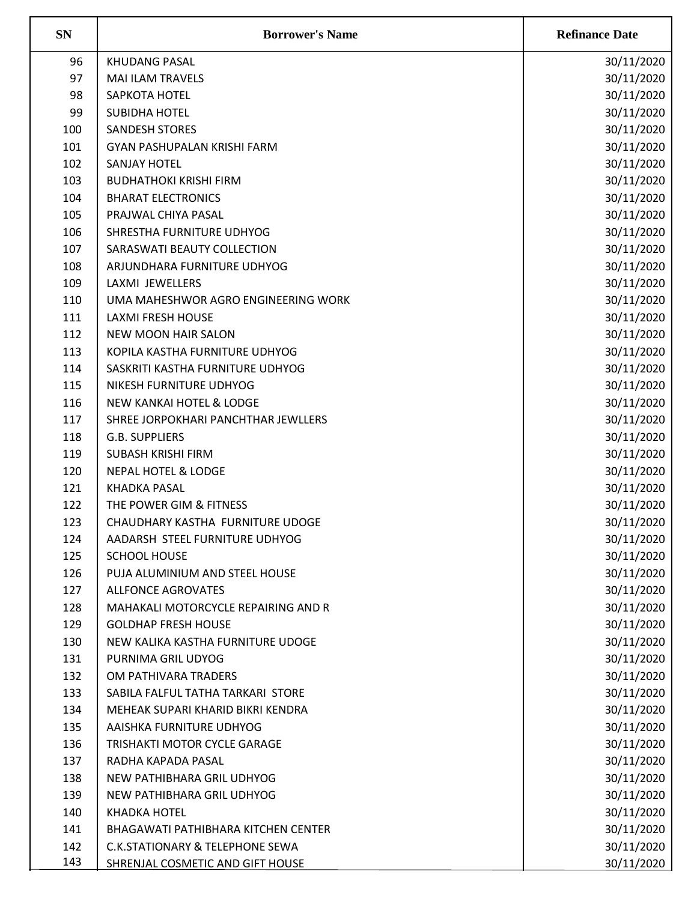| SN | Borrower's Name | Refinance Date |
|---|---|---|
| 96 | KHUDANG PASAL | 30/11/2020 |
| 97 | MAI ILAM TRAVELS | 30/11/2020 |
| 98 | SAPKOTA HOTEL | 30/11/2020 |
| 99 | SUBIDHA HOTEL | 30/11/2020 |
| 100 | SANDESH STORES | 30/11/2020 |
| 101 | GYAN PASHUPALAN KRISHI FARM | 30/11/2020 |
| 102 | SANJAY HOTEL | 30/11/2020 |
| 103 | BUDHATHOKI KRISHI FIRM | 30/11/2020 |
| 104 | BHARAT ELECTRONICS | 30/11/2020 |
| 105 | PRAJWAL CHIYA PASAL | 30/11/2020 |
| 106 | SHRESTHA FURNITURE UDHYOG | 30/11/2020 |
| 107 | SARASWATI BEAUTY COLLECTION | 30/11/2020 |
| 108 | ARJUNDHARA FURNITURE UDHYOG | 30/11/2020 |
| 109 | LAXMI JEWELLERS | 30/11/2020 |
| 110 | UMA MAHESHWOR AGRO ENGINEERING WORK | 30/11/2020 |
| 111 | LAXMI FRESH HOUSE | 30/11/2020 |
| 112 | NEW MOON HAIR SALON | 30/11/2020 |
| 113 | KOPILA KASTHA FURNITURE UDHYOG | 30/11/2020 |
| 114 | SASKRITI KASTHA FURNITURE UDHYOG | 30/11/2020 |
| 115 | NIKESH FURNITURE UDHYOG | 30/11/2020 |
| 116 | NEW KANKAI HOTEL & LODGE | 30/11/2020 |
| 117 | SHREE JORPOKHARI PANCHTHAR JEWLLERS | 30/11/2020 |
| 118 | G.B. SUPPLIERS | 30/11/2020 |
| 119 | SUBASH KRISHI FIRM | 30/11/2020 |
| 120 | NEPAL HOTEL & LODGE | 30/11/2020 |
| 121 | KHADKA PASAL | 30/11/2020 |
| 122 | THE POWER GIM & FITNESS | 30/11/2020 |
| 123 | CHAUDHARY KASTHA FURNITURE UDOGE | 30/11/2020 |
| 124 | AADARSH STEEL FURNITURE UDHYOG | 30/11/2020 |
| 125 | SCHOOL HOUSE | 30/11/2020 |
| 126 | PUJA ALUMINIUM AND STEEL HOUSE | 30/11/2020 |
| 127 | ALLFONCE AGROVATES | 30/11/2020 |
| 128 | MAHAKALI MOTORCYCLE REPAIRING AND R | 30/11/2020 |
| 129 | GOLDHAP FRESH HOUSE | 30/11/2020 |
| 130 | NEW KALIKA KASTHA FURNITURE UDOGE | 30/11/2020 |
| 131 | PURNIMA GRIL UDYOG | 30/11/2020 |
| 132 | OM PATHIVARA TRADERS | 30/11/2020 |
| 133 | SABILA FALFUL TATHA TARKARI STORE | 30/11/2020 |
| 134 | MEHEAK SUPARI KHARID BIKRI KENDRA | 30/11/2020 |
| 135 | AAISHKA FURNITURE UDHYOG | 30/11/2020 |
| 136 | TRISHAKTI MOTOR CYCLE GARAGE | 30/11/2020 |
| 137 | RADHA KAPADA PASAL | 30/11/2020 |
| 138 | NEW PATHIBHARA GRIL UDHYOG | 30/11/2020 |
| 139 | NEW PATHIBHARA GRIL UDHYOG | 30/11/2020 |
| 140 | KHADKA HOTEL | 30/11/2020 |
| 141 | BHAGAWATI PATHIBHARA KITCHEN CENTER | 30/11/2020 |
| 142 | C.K.STATIONARY & TELEPHONE SEWA | 30/11/2020 |
| 143 | SHRENJAL COSMETIC AND GIFT HOUSE | 30/11/2020 |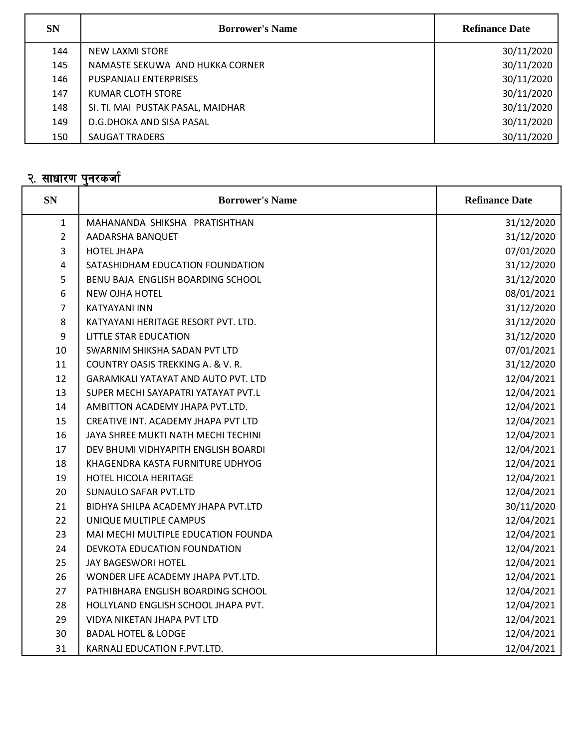| SN | Borrower's Name | Refinance Date |
|---|---|---|
| 144 | NEW LAXMI STORE | 30/11/2020 |
| 145 | NAMASTE SEKUWA AND HUKKA CORNER | 30/11/2020 |
| 146 | PUSPANJALI ENTERPRISES | 30/11/2020 |
| 147 | KUMAR CLOTH STORE | 30/11/2020 |
| 148 | SI. TI. MAI PUSTAK PASAL, MAIDHAR | 30/11/2020 |
| 149 | D.G.DHOKA AND SISA PASAL | 30/11/2020 |
| 150 | SAUGAT TRADERS | 30/11/2020 |

## २. साधारण पुनरकर्जा

| SN | Borrower's Name | Refinance Date |
|---|---|---|
| 1 | MAHANANDA SHIKSHA PRATISHTHAN | 31/12/2020 |
| 2 | AADARSHA BANQUET | 31/12/2020 |
| 3 | HOTEL JHAPA | 07/01/2020 |
| 4 | SATASHIDHAM EDUCATION FOUNDATION | 31/12/2020 |
| 5 | BENU BAJA ENGLISH BOARDING SCHOOL | 31/12/2020 |
| 6 | NEW OJHA HOTEL | 08/01/2021 |
| 7 | KATYAYANI INN | 31/12/2020 |
| 8 | KATYAYANI HERITAGE RESORT PVT. LTD. | 31/12/2020 |
| 9 | LITTLE STAR EDUCATION | 31/12/2020 |
| 10 | SWARNIM SHIKSHA SADAN PVT LTD | 07/01/2021 |
| 11 | COUNTRY OASIS TREKKING A. & V. R. | 31/12/2020 |
| 12 | GARAMKALI YATAYAT AND AUTO PVT. LTD | 12/04/2021 |
| 13 | SUPER MECHI SAYAPATRI YATAYAT PVT.L | 12/04/2021 |
| 14 | AMBITTON ACADEMY JHAPA PVT.LTD. | 12/04/2021 |
| 15 | CREATIVE INT. ACADEMY JHAPA PVT LTD | 12/04/2021 |
| 16 | JAYA SHREE MUKTI NATH MECHI TECHINI | 12/04/2021 |
| 17 | DEV BHUMI VIDHYAPITH ENGLISH BOARDI | 12/04/2021 |
| 18 | KHAGENDRA KASTA FURNITURE UDHYOG | 12/04/2021 |
| 19 | HOTEL HICOLA HERITAGE | 12/04/2021 |
| 20 | SUNAULO SAFAR PVT.LTD | 12/04/2021 |
| 21 | BIDHYA SHILPA ACADEMY JHAPA PVT.LTD | 30/11/2020 |
| 22 | UNIQUE MULTIPLE CAMPUS | 12/04/2021 |
| 23 | MAI MECHI MULTIPLE EDUCATION FOUNDA | 12/04/2021 |
| 24 | DEVKOTA EDUCATION FOUNDATION | 12/04/2021 |
| 25 | JAY BAGESWORI HOTEL | 12/04/2021 |
| 26 | WONDER LIFE ACADEMY JHAPA PVT.LTD. | 12/04/2021 |
| 27 | PATHIBHARA ENGLISH BOARDING SCHOOL | 12/04/2021 |
| 28 | HOLLYLAND ENGLISH SCHOOL JHAPA PVT. | 12/04/2021 |
| 29 | VIDYA NIKETAN JHAPA PVT LTD | 12/04/2021 |
| 30 | BADAL HOTEL & LODGE | 12/04/2021 |
| 31 | KARNALI EDUCATION F.PVT.LTD. | 12/04/2021 |